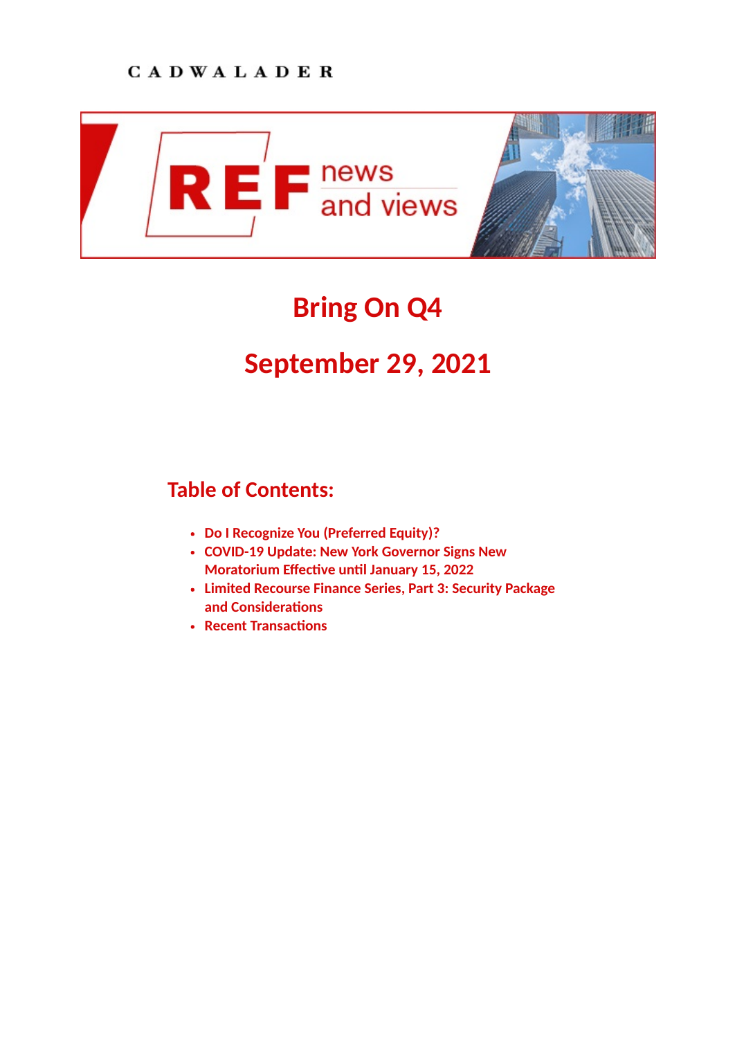CADWALADER

REF news and views

# Bring On Q4

# September 29, 2021

## Table of Contents:

- Do I Recognize You (Preferred Equity)?
- COVID-19 Update: New York Governor Signs New Moratorium Effective until January 15, 2022
- Limited Recourse Finance Series, Part 3: Security Package and Considerations
- Recent Transactions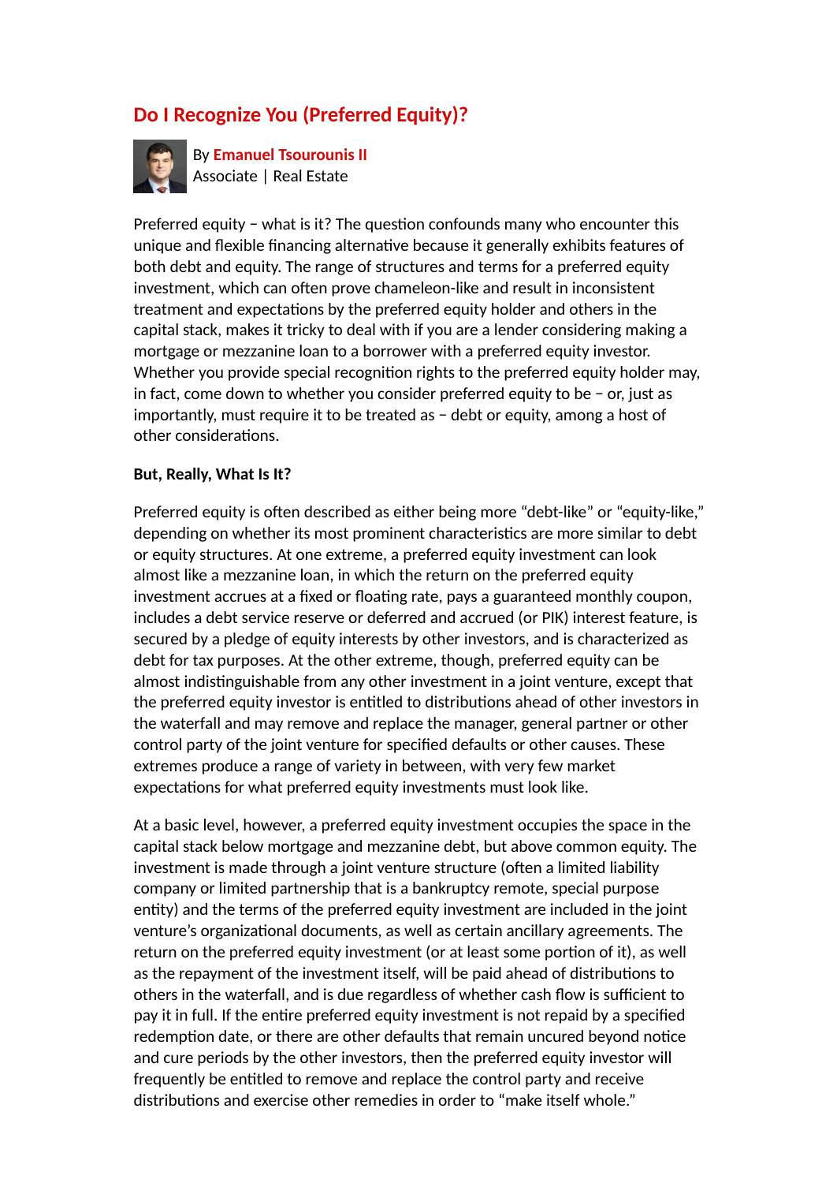## Do I Recognize You (Preferred Equity)?

By **Emanuel Tsourounis II**
Associate | Real Estate

Preferred equity – what is it? The question confounds many who encounter this unique and flexible financing alternative because it generally exhibits features of both debt and equity. The range of structures and terms for a preferred equity investment, which can often prove chameleon-like and result in inconsistent treatment and expectations by the preferred equity holder and others in the capital stack, makes it tricky to deal with if you are a lender considering making a mortgage or mezzanine loan to a borrower with a preferred equity investor. Whether you provide special recognition rights to the preferred equity holder may, in fact, come down to whether you consider preferred equity to be – or, just as importantly, must require it to be treated as – debt or equity, among a host of other considerations.

**But, Really, What Is It?**

Preferred equity is often described as either being more "debt-like" or "equity-like," depending on whether its most prominent characteristics are more similar to debt or equity structures. At one extreme, a preferred equity investment can look almost like a mezzanine loan, in which the return on the preferred equity investment accrues at a fixed or floating rate, pays a guaranteed monthly coupon, includes a debt service reserve or deferred and accrued (or PIK) interest feature, is secured by a pledge of equity interests by other investors, and is characterized as debt for tax purposes. At the other extreme, though, preferred equity can be almost indistinguishable from any other investment in a joint venture, except that the preferred equity investor is entitled to distributions ahead of other investors in the waterfall and may remove and replace the manager, general partner or other control party of the joint venture for specified defaults or other causes. These extremes produce a range of variety in between, with very few market expectations for what preferred equity investments must look like.

At a basic level, however, a preferred equity investment occupies the space in the capital stack below mortgage and mezzanine debt, but above common equity. The investment is made through a joint venture structure (often a limited liability company or limited partnership that is a bankruptcy remote, special purpose entity) and the terms of the preferred equity investment are included in the joint venture's organizational documents, as well as certain ancillary agreements. The return on the preferred equity investment (or at least some portion of it), as well as the repayment of the investment itself, will be paid ahead of distributions to others in the waterfall, and is due regardless of whether cash flow is sufficient to pay it in full. If the entire preferred equity investment is not repaid by a specified redemption date, or there are other defaults that remain uncured beyond notice and cure periods by the other investors, then the preferred equity investor will frequently be entitled to remove and replace the control party and receive distributions and exercise other remedies in order to "make itself whole."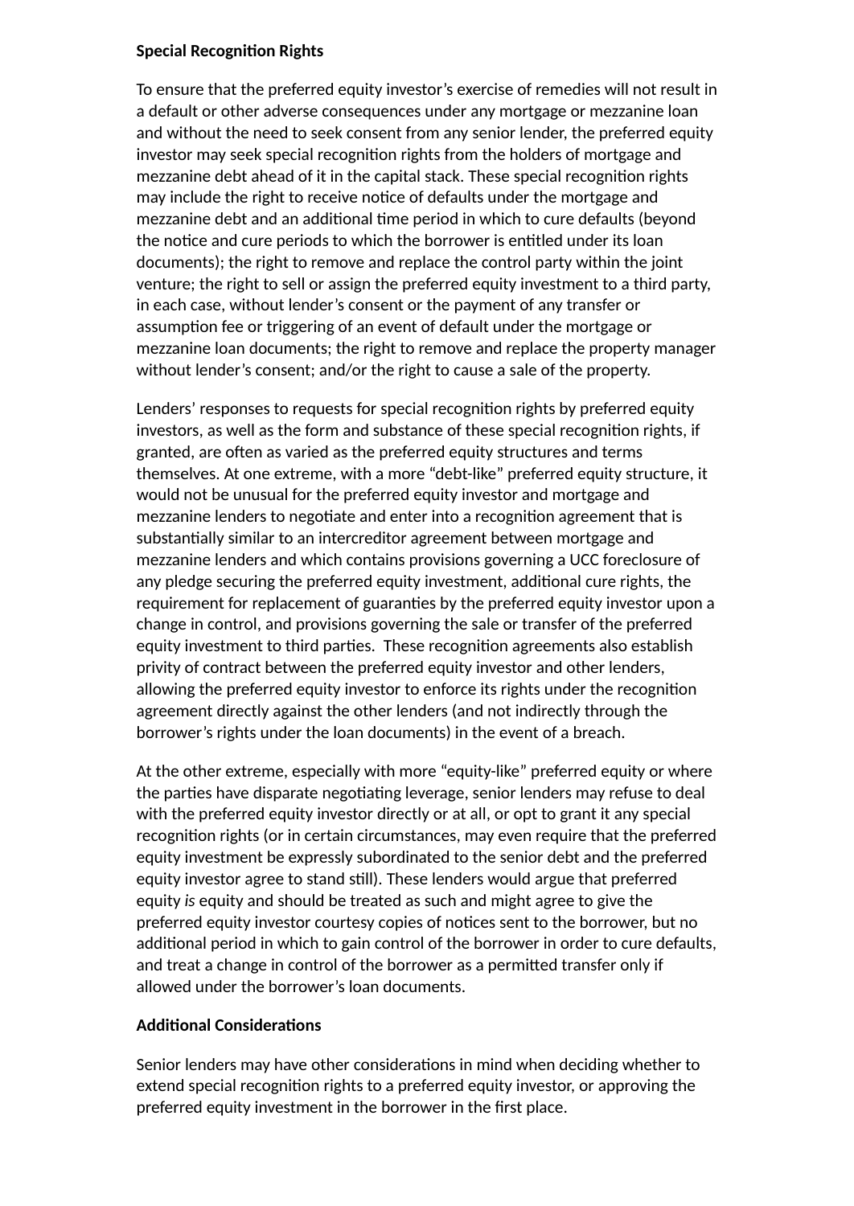**Special Recognition Rights**

To ensure that the preferred equity investor's exercise of remedies will not result in a default or other adverse consequences under any mortgage or mezzanine loan and without the need to seek consent from any senior lender, the preferred equity investor may seek special recognition rights from the holders of mortgage and mezzanine debt ahead of it in the capital stack. These special recognition rights may include the right to receive notice of defaults under the mortgage and mezzanine debt and an additional time period in which to cure defaults (beyond the notice and cure periods to which the borrower is entitled under its loan documents); the right to remove and replace the control party within the joint venture; the right to sell or assign the preferred equity investment to a third party, in each case, without lender's consent or the payment of any transfer or assumption fee or triggering of an event of default under the mortgage or mezzanine loan documents; the right to remove and replace the property manager without lender's consent; and/or the right to cause a sale of the property.

Lenders' responses to requests for special recognition rights by preferred equity investors, as well as the form and substance of these special recognition rights, if granted, are often as varied as the preferred equity structures and terms themselves. At one extreme, with a more "debt-like" preferred equity structure, it would not be unusual for the preferred equity investor and mortgage and mezzanine lenders to negotiate and enter into a recognition agreement that is substantially similar to an intercreditor agreement between mortgage and mezzanine lenders and which contains provisions governing a UCC foreclosure of any pledge securing the preferred equity investment, additional cure rights, the requirement for replacement of guaranties by the preferred equity investor upon a change in control, and provisions governing the sale or transfer of the preferred equity investment to third parties. These recognition agreements also establish privity of contract between the preferred equity investor and other lenders, allowing the preferred equity investor to enforce its rights under the recognition agreement directly against the other lenders (and not indirectly through the borrower's rights under the loan documents) in the event of a breach.

At the other extreme, especially with more "equity-like" preferred equity or where the parties have disparate negotiating leverage, senior lenders may refuse to deal with the preferred equity investor directly or at all, or opt to grant it any special recognition rights (or in certain circumstances, may even require that the preferred equity investment be expressly subordinated to the senior debt and the preferred equity investor agree to stand still). These lenders would argue that preferred equity *is* equity and should be treated as such and might agree to give the preferred equity investor courtesy copies of notices sent to the borrower, but no additional period in which to gain control of the borrower in order to cure defaults, and treat a change in control of the borrower as a permitted transfer only if allowed under the borrower's loan documents.

**Additional Considerations**

Senior lenders may have other considerations in mind when deciding whether to extend special recognition rights to a preferred equity investor, or approving the preferred equity investment in the borrower in the first place.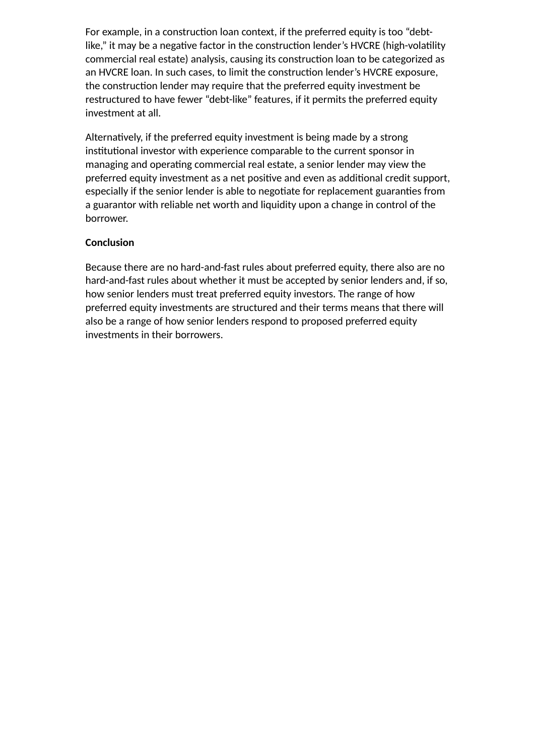For example, in a construction loan context, if the preferred equity is too "debt-like," it may be a negative factor in the construction lender's HVCRE (high-volatility commercial real estate) analysis, causing its construction loan to be categorized as an HVCRE loan. In such cases, to limit the construction lender's HVCRE exposure, the construction lender may require that the preferred equity investment be restructured to have fewer "debt-like" features, if it permits the preferred equity investment at all.

Alternatively, if the preferred equity investment is being made by a strong institutional investor with experience comparable to the current sponsor in managing and operating commercial real estate, a senior lender may view the preferred equity investment as a net positive and even as additional credit support, especially if the senior lender is able to negotiate for replacement guaranties from a guarantor with reliable net worth and liquidity upon a change in control of the borrower.

**Conclusion**

Because there are no hard-and-fast rules about preferred equity, there also are no hard-and-fast rules about whether it must be accepted by senior lenders and, if so, how senior lenders must treat preferred equity investors. The range of how preferred equity investments are structured and their terms means that there will also be a range of how senior lenders respond to proposed preferred equity investments in their borrowers.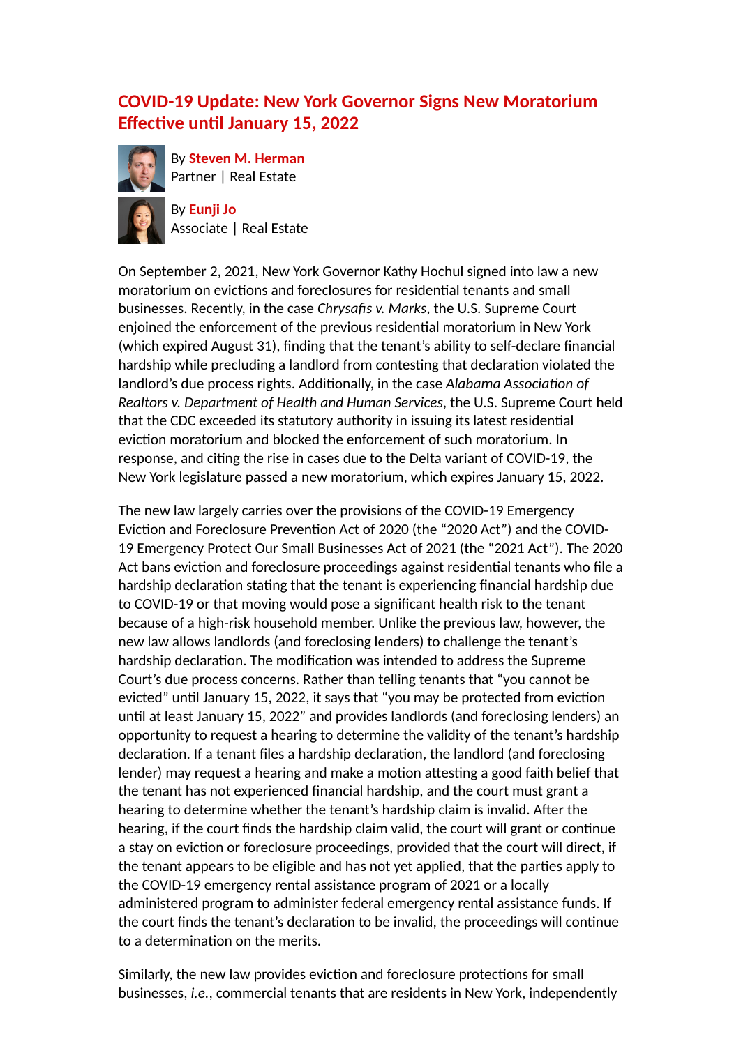# COVID-19 Update: New York Governor Signs New Moratorium Effective until January 15, 2022

By **Steven M. Herman**
Partner | Real Estate

By **Eunji Jo**
Associate | Real Estate

On September 2, 2021, New York Governor Kathy Hochul signed into law a new moratorium on evictions and foreclosures for residential tenants and small businesses. Recently, in the case *Chrysafis v. Marks*, the U.S. Supreme Court enjoined the enforcement of the previous residential moratorium in New York (which expired August 31), finding that the tenant's ability to self-declare financial hardship while precluding a landlord from contesting that declaration violated the landlord's due process rights. Additionally, in the case *Alabama Association of Realtors v. Department of Health and Human Services*, the U.S. Supreme Court held that the CDC exceeded its statutory authority in issuing its latest residential eviction moratorium and blocked the enforcement of such moratorium. In response, and citing the rise in cases due to the Delta variant of COVID-19, the New York legislature passed a new moratorium, which expires January 15, 2022.

The new law largely carries over the provisions of the COVID-19 Emergency Eviction and Foreclosure Prevention Act of 2020 (the "2020 Act") and the COVID-19 Emergency Protect Our Small Businesses Act of 2021 (the "2021 Act"). The 2020 Act bans eviction and foreclosure proceedings against residential tenants who file a hardship declaration stating that the tenant is experiencing financial hardship due to COVID-19 or that moving would pose a significant health risk to the tenant because of a high-risk household member. Unlike the previous law, however, the new law allows landlords (and foreclosing lenders) to challenge the tenant's hardship declaration. The modification was intended to address the Supreme Court's due process concerns. Rather than telling tenants that "you cannot be evicted" until January 15, 2022, it says that "you may be protected from eviction until at least January 15, 2022" and provides landlords (and foreclosing lenders) an opportunity to request a hearing to determine the validity of the tenant's hardship declaration. If a tenant files a hardship declaration, the landlord (and foreclosing lender) may request a hearing and make a motion attesting a good faith belief that the tenant has not experienced financial hardship, and the court must grant a hearing to determine whether the tenant's hardship claim is invalid. After the hearing, if the court finds the hardship claim valid, the court will grant or continue a stay on eviction or foreclosure proceedings, provided that the court will direct, if the tenant appears to be eligible and has not yet applied, that the parties apply to the COVID-19 emergency rental assistance program of 2021 or a locally administered program to administer federal emergency rental assistance funds. If the court finds the tenant's declaration to be invalid, the proceedings will continue to a determination on the merits.

Similarly, the new law provides eviction and foreclosure protections for small businesses, *i.e.*, commercial tenants that are residents in New York, independently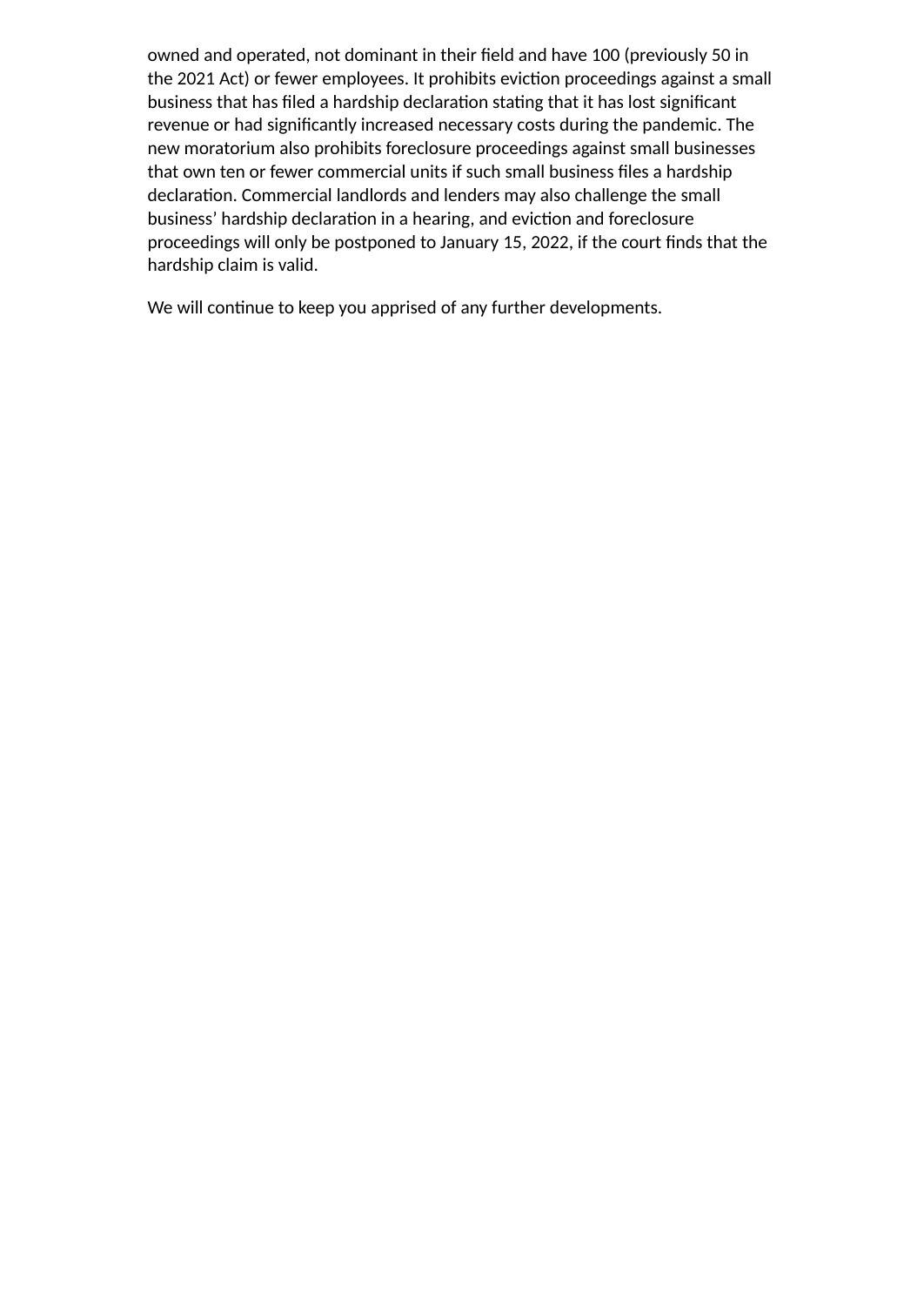owned and operated, not dominant in their field and have 100 (previously 50 in the 2021 Act) or fewer employees. It prohibits eviction proceedings against a small business that has filed a hardship declaration stating that it has lost significant revenue or had significantly increased necessary costs during the pandemic. The new moratorium also prohibits foreclosure proceedings against small businesses that own ten or fewer commercial units if such small business files a hardship declaration. Commercial landlords and lenders may also challenge the small business' hardship declaration in a hearing, and eviction and foreclosure proceedings will only be postponed to January 15, 2022, if the court finds that the hardship claim is valid.

We will continue to keep you apprised of any further developments.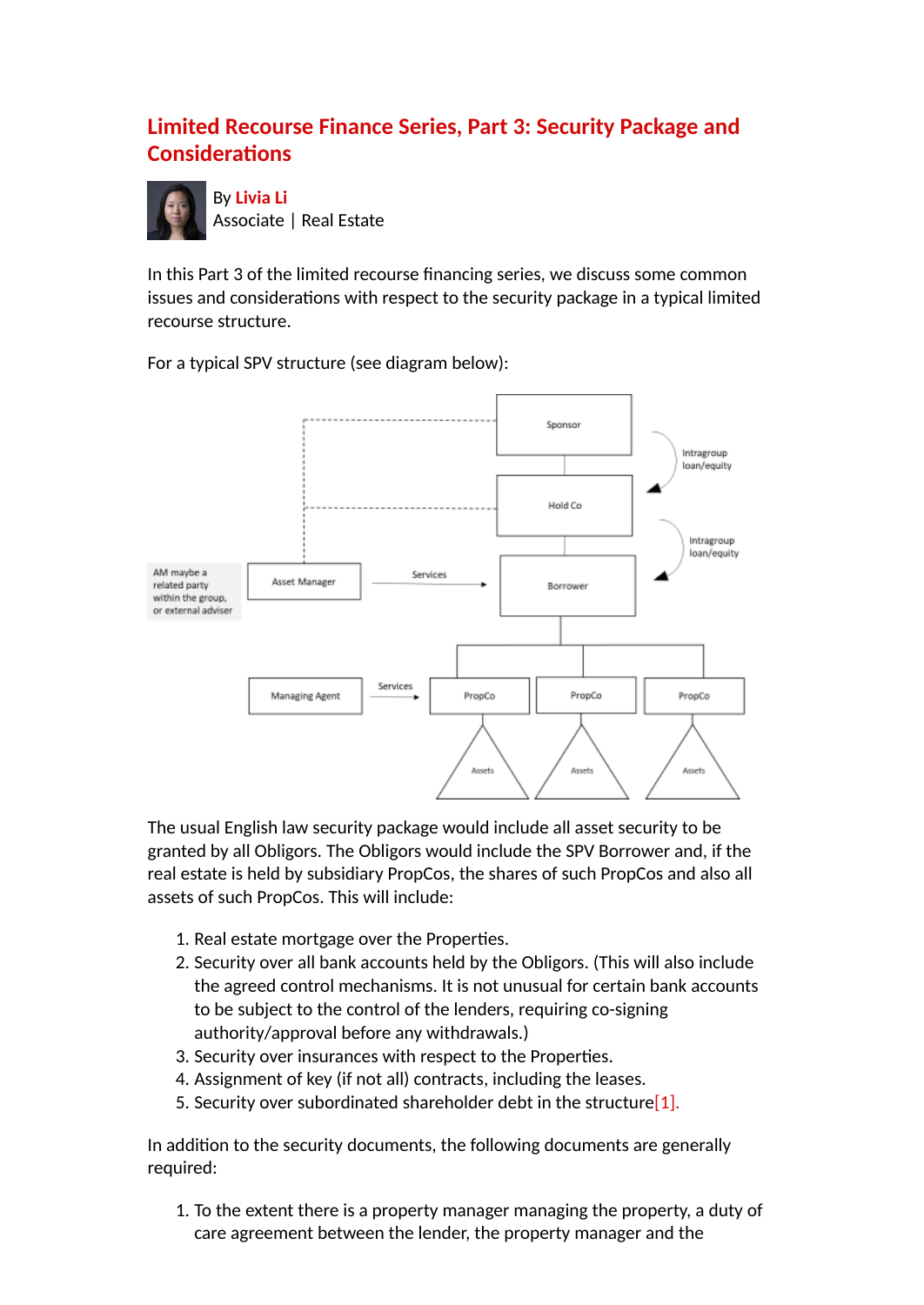# Limited Recourse Finance Series, Part 3: Security Package and Considerations

By **Livia Li**
Associate | Real Estate

In this Part 3 of the limited recourse financing series, we discuss some common issues and considerations with respect to the security package in a typical limited recourse structure.

For a typical SPV structure (see diagram below):

The usual English law security package would include all asset security to be granted by all Obligors. The Obligors would include the SPV Borrower and, if the real estate is held by subsidiary PropCos, the shares of such PropCos and also all assets of such PropCos. This will include:

1. Real estate mortgage over the Properties.
2. Security over all bank accounts held by the Obligors. (This will also include the agreed control mechanisms. It is not unusual for certain bank accounts to be subject to the control of the lenders, requiring co-signing authority/approval before any withdrawals.)
3. Security over insurances with respect to the Properties.
4. Assignment of key (if not all) contracts, including the leases.
5. Security over subordinated shareholder debt in the structure[1].

In addition to the security documents, the following documents are generally required:

1. To the extent there is a property manager managing the property, a duty of care agreement between the lender, the property manager and the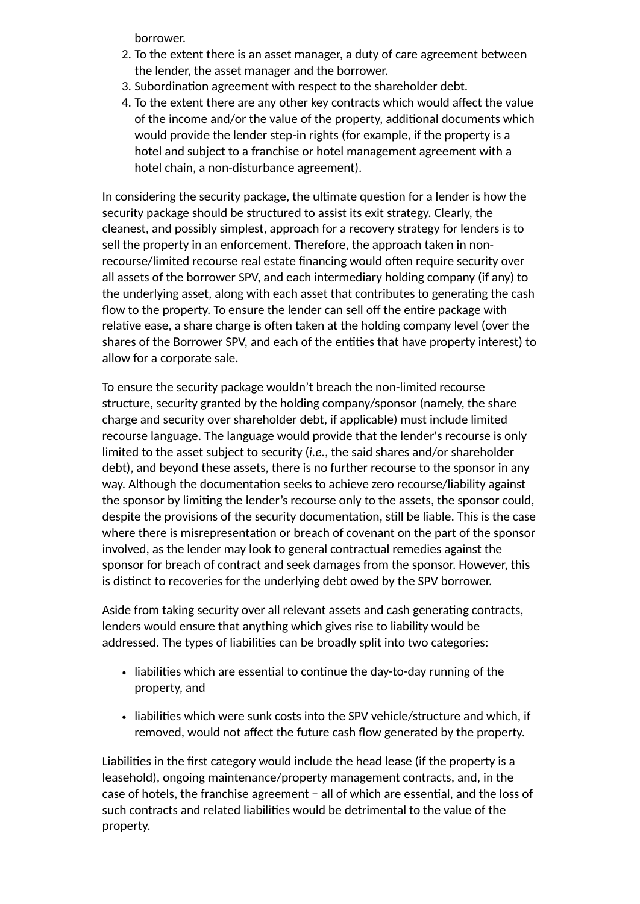borrower.

2. To the extent there is an asset manager, a duty of care agreement between the lender, the asset manager and the borrower.
3. Subordination agreement with respect to the shareholder debt.
4. To the extent there are any other key contracts which would affect the value of the income and/or the value of the property, additional documents which would provide the lender step-in rights (for example, if the property is a hotel and subject to a franchise or hotel management agreement with a hotel chain, a non-disturbance agreement).

In considering the security package, the ultimate question for a lender is how the security package should be structured to assist its exit strategy. Clearly, the cleanest, and possibly simplest, approach for a recovery strategy for lenders is to sell the property in an enforcement. Therefore, the approach taken in non-recourse/limited recourse real estate financing would often require security over all assets of the borrower SPV, and each intermediary holding company (if any) to the underlying asset, along with each asset that contributes to generating the cash flow to the property. To ensure the lender can sell off the entire package with relative ease, a share charge is often taken at the holding company level (over the shares of the Borrower SPV, and each of the entities that have property interest) to allow for a corporate sale.

To ensure the security package wouldn't breach the non-limited recourse structure, security granted by the holding company/sponsor (namely, the share charge and security over shareholder debt, if applicable) must include limited recourse language. The language would provide that the lender's recourse is only limited to the asset subject to security (*i.e.*, the said shares and/or shareholder debt), and beyond these assets, there is no further recourse to the sponsor in any way. Although the documentation seeks to achieve zero recourse/liability against the sponsor by limiting the lender's recourse only to the assets, the sponsor could, despite the provisions of the security documentation, still be liable. This is the case where there is misrepresentation or breach of covenant on the part of the sponsor involved, as the lender may look to general contractual remedies against the sponsor for breach of contract and seek damages from the sponsor. However, this is distinct to recoveries for the underlying debt owed by the SPV borrower.

Aside from taking security over all relevant assets and cash generating contracts, lenders would ensure that anything which gives rise to liability would be addressed. The types of liabilities can be broadly split into two categories:

- liabilities which are essential to continue the day-to-day running of the property, and
- liabilities which were sunk costs into the SPV vehicle/structure and which, if removed, would not affect the future cash flow generated by the property.

Liabilities in the first category would include the head lease (if the property is a leasehold), ongoing maintenance/property management contracts, and, in the case of hotels, the franchise agreement – all of which are essential, and the loss of such contracts and related liabilities would be detrimental to the value of the property.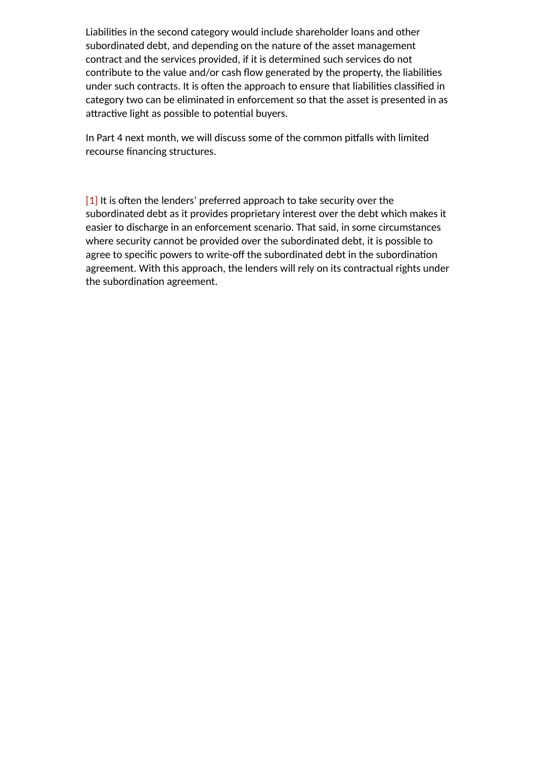Liabilities in the second category would include shareholder loans and other subordinated debt, and depending on the nature of the asset management contract and the services provided, if it is determined such services do not contribute to the value and/or cash flow generated by the property, the liabilities under such contracts. It is often the approach to ensure that liabilities classified in category two can be eliminated in enforcement so that the asset is presented in as attractive light as possible to potential buyers.

In Part 4 next month, we will discuss some of the common pitfalls with limited recourse financing structures.

[1] It is often the lenders' preferred approach to take security over the subordinated debt as it provides proprietary interest over the debt which makes it easier to discharge in an enforcement scenario. That said, in some circumstances where security cannot be provided over the subordinated debt, it is possible to agree to specific powers to write-off the subordinated debt in the subordination agreement. With this approach, the lenders will rely on its contractual rights under the subordination agreement.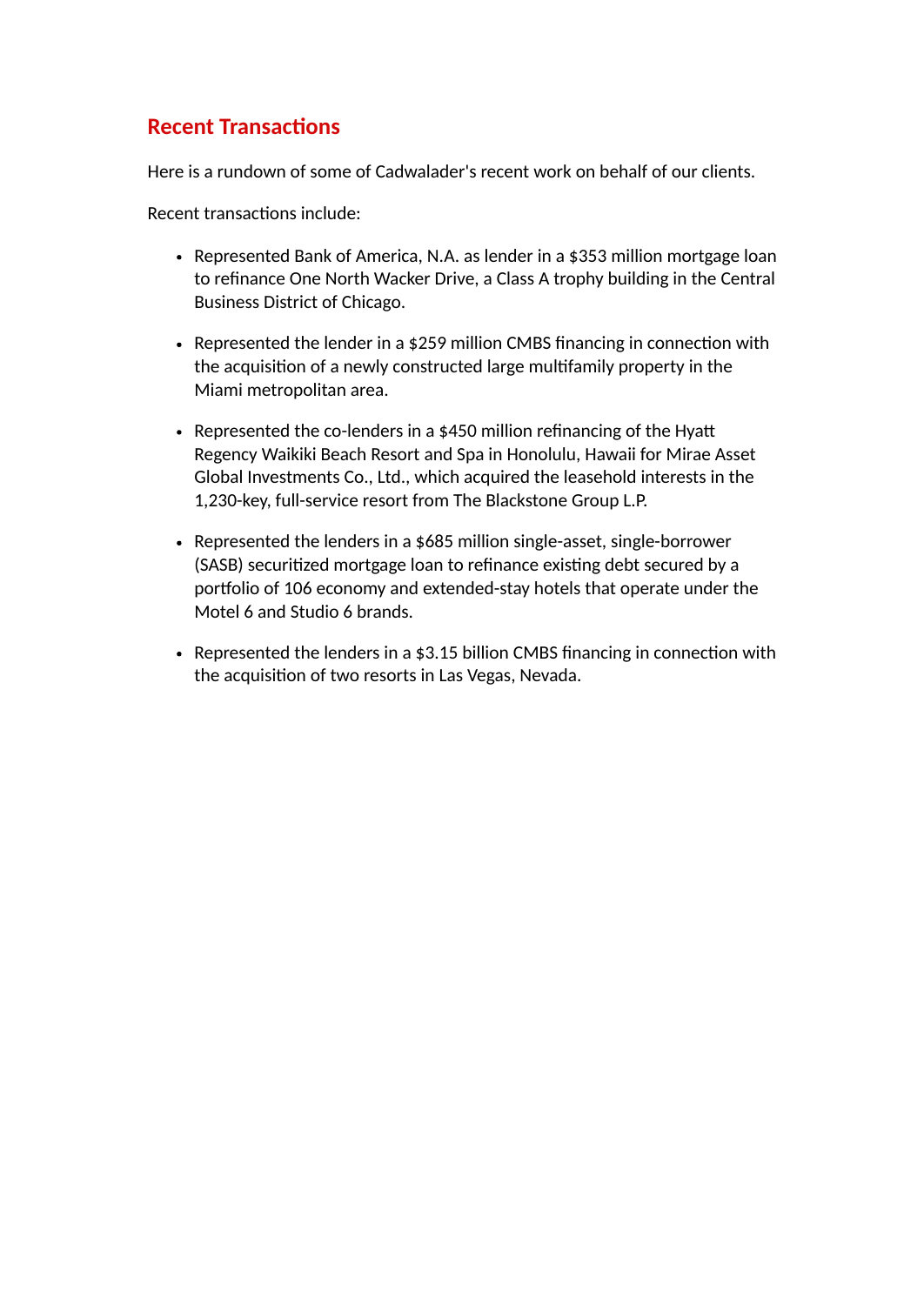## Recent Transactions

Here is a rundown of some of Cadwalader's recent work on behalf of our clients.

Recent transactions include:

- Represented Bank of America, N.A. as lender in a $353 million mortgage loan to refinance One North Wacker Drive, a Class A trophy building in the Central Business District of Chicago.
- Represented the lender in a $259 million CMBS financing in connection with the acquisition of a newly constructed large multifamily property in the Miami metropolitan area.
- Represented the co-lenders in a $450 million refinancing of the Hyatt Regency Waikiki Beach Resort and Spa in Honolulu, Hawaii for Mirae Asset Global Investments Co., Ltd., which acquired the leasehold interests in the 1,230-key, full-service resort from The Blackstone Group L.P.
- Represented the lenders in a $685 million single-asset, single-borrower (SASB) securitized mortgage loan to refinance existing debt secured by a portfolio of 106 economy and extended-stay hotels that operate under the Motel 6 and Studio 6 brands.
- Represented the lenders in a $3.15 billion CMBS financing in connection with the acquisition of two resorts in Las Vegas, Nevada.